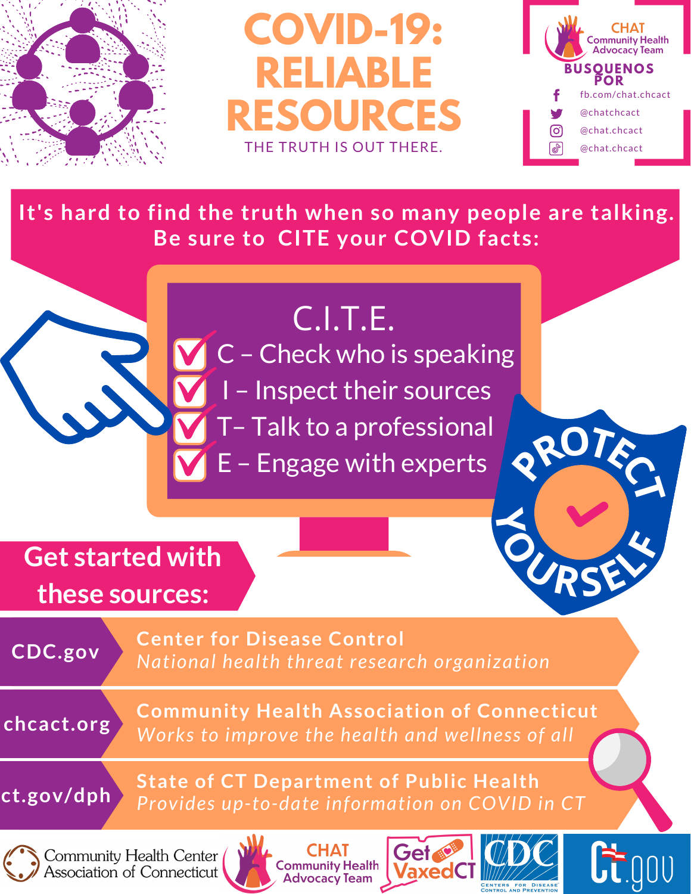# COVID-19: RELIABLE RESOURCES

THE TRUTH IS OUT THERE.

**CHAT** Community Health Advocacy Team

**BUSQUENOS POR**

- fb.com/chat.chcact
- @chatchcact
- @chat.chcact
- @chat.chcact

**It's hard to find the truth when so many people are talking. Be sure to CITE your COVID facts:**

## C.I.T.E.

- C – Check who is speaking
- I – Inspect their sources
- T– Talk to a professional
- E – Engage with experts

PROTECT YOURSELF

## Get started with these sources:

- **CDC.gov** — **Center for Disease Control**
  *National health threat research organization*
- **chcact.org** — **Community Health Association of Connecticut**
  *Works to improve the health and wellness of all*
- **ct.gov/dph** — **State of CT Department of Public Health**
  *Provides up-to-date information on COVID in CT*

Community Health Center Association of Connecticut | CHAT Community Health Advocacy Team | Get VaxedCT | CDC Centers for Disease Control and Prevention | Ct.gov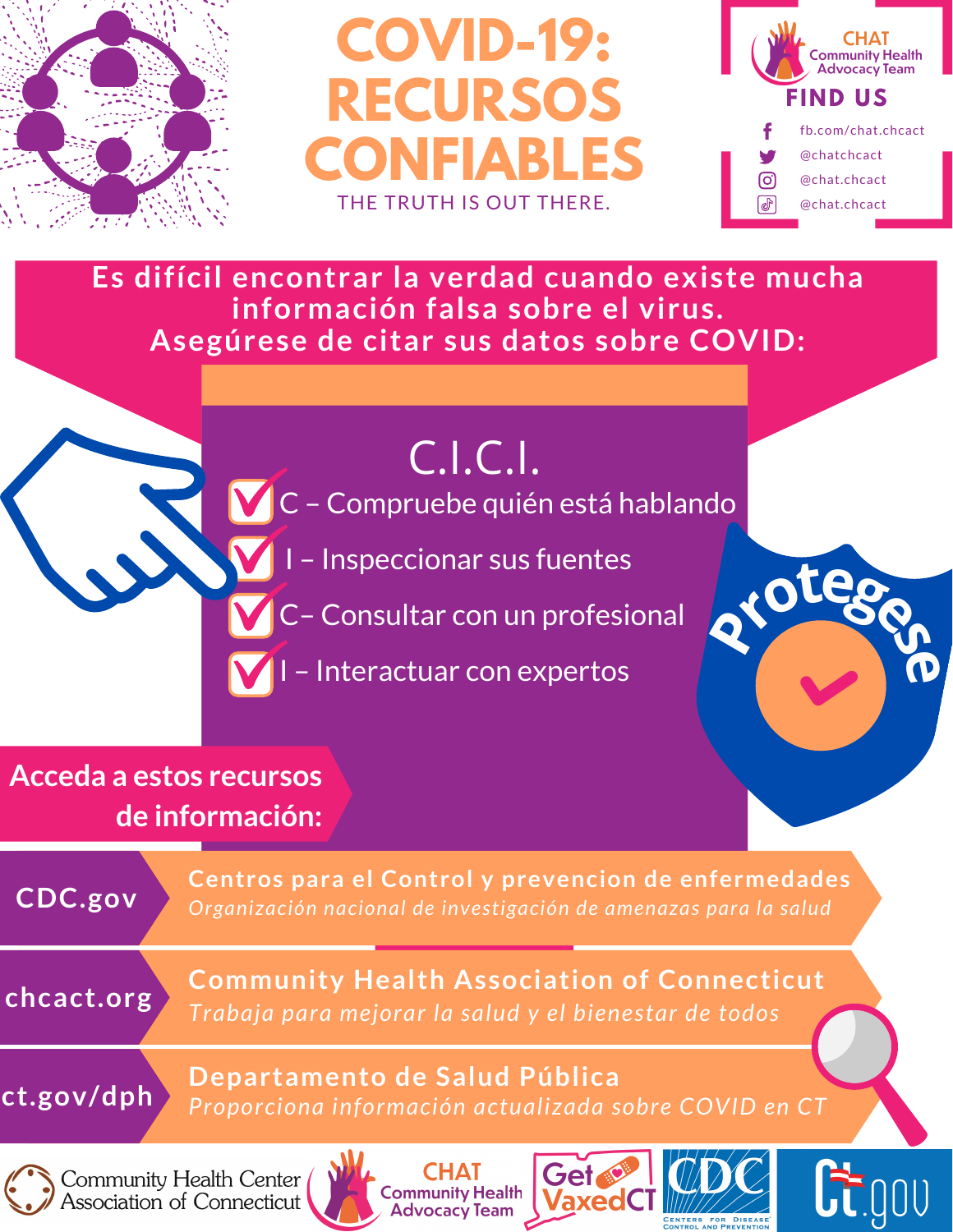# COVID-19: RECURSOS CONFIABLES

THE TRUTH IS OUT THERE.

**CHAT** Community Health Advocacy Team

**FIND US**

- fb.com/chat.chcact
- @chatchcact
- @chat.chcact
- @chat.chcact

**Es difícil encontrar la verdad cuando existe mucha información falsa sobre el virus. Asegúrese de citar sus datos sobre COVID:**

## C.I.C.I.

- C – Compruebe quién está hablando
- I – Inspeccionar sus fuentes
- C– Consultar con un profesional
- I – Interactuar con expertos

Protegese

**Acceda a estos recursos de información:**

**CDC.gov** — **Centros para el Control y prevencion de enfermedades**
*Organización nacional de investigación de amenazas para la salud*

**chcact.org** — **Community Health Association of Connecticut**
*Trabaja para mejorar la salud y el bienestar de todos*

**ct.gov/dph** — **Departamento de Salud Pública**
*Proporciona información actualizada sobre COVID en CT*

Community Health Center Association of Connecticut | CHAT Community Health Advocacy Team | Get VaxedCT | CDC Centers for Disease Control and Prevention | Ct.gov